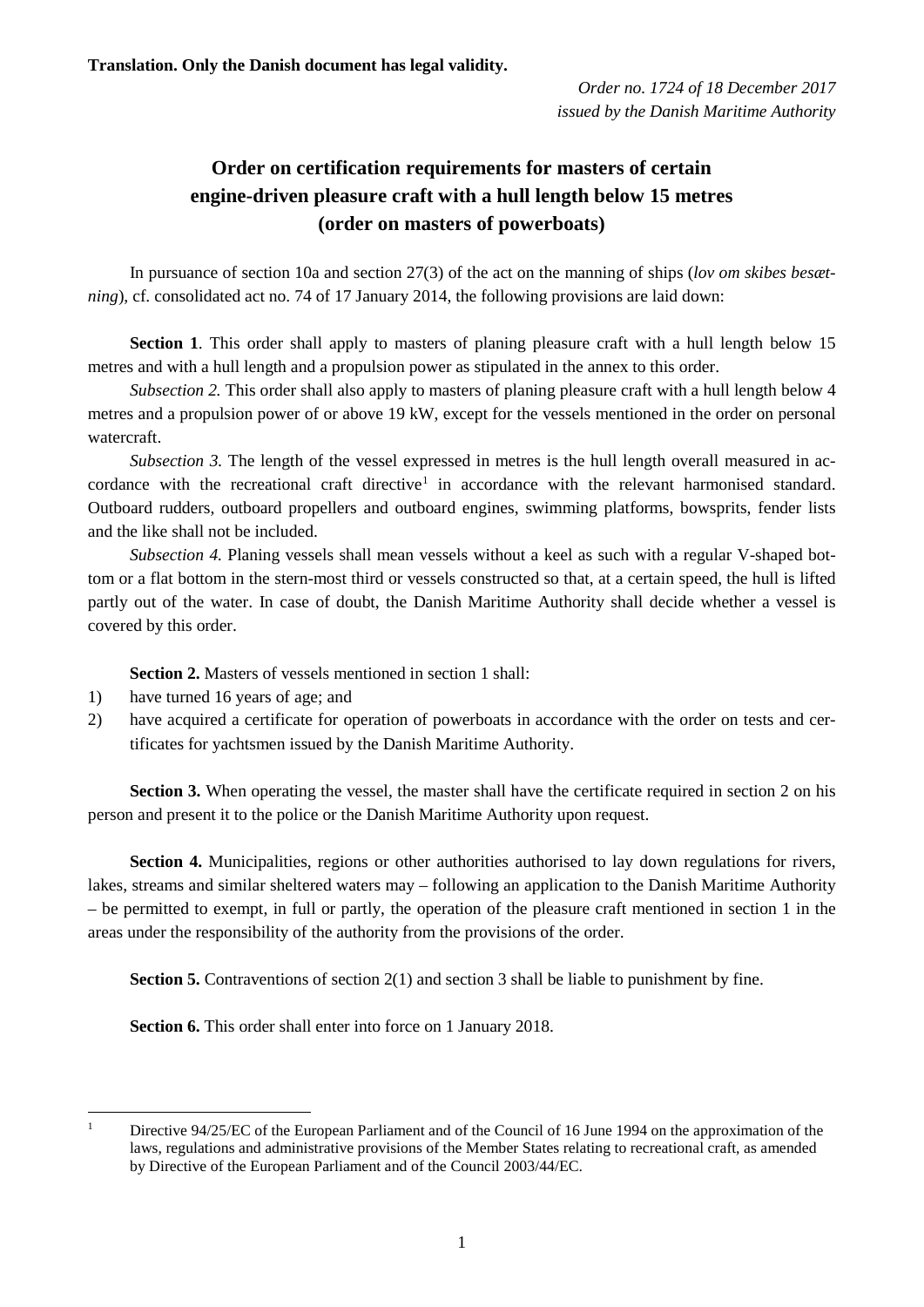**Translation. Only the Danish document has legal validity.**

*Order no. 1724 of 18 December 2017*
*issued by the Danish Maritime Authority*

# Order on certification requirements for masters of certain engine-driven pleasure craft with a hull length below 15 metres (order on masters of powerboats)

In pursuance of section 10a and section 27(3) of the act on the manning of ships (*lov om skibes besætning*), cf. consolidated act no. 74 of 17 January 2014, the following provisions are laid down:

**Section 1**. This order shall apply to masters of planing pleasure craft with a hull length below 15 metres and with a hull length and a propulsion power as stipulated in the annex to this order.

*Subsection 2.* This order shall also apply to masters of planing pleasure craft with a hull length below 4 metres and a propulsion power of or above 19 kW, except for the vessels mentioned in the order on personal watercraft.

*Subsection 3.* The length of the vessel expressed in metres is the hull length overall measured in accordance with the recreational craft directive[1] in accordance with the relevant harmonised standard. Outboard rudders, outboard propellers and outboard engines, swimming platforms, bowsprits, fender lists and the like shall not be included.

*Subsection 4.* Planing vessels shall mean vessels without a keel as such with a regular V-shaped bottom or a flat bottom in the stern-most third or vessels constructed so that, at a certain speed, the hull is lifted partly out of the water. In case of doubt, the Danish Maritime Authority shall decide whether a vessel is covered by this order.

**Section 2.** Masters of vessels mentioned in section 1 shall:

1) have turned 16 years of age; and
2) have acquired a certificate for operation of powerboats in accordance with the order on tests and certificates for yachtsmen issued by the Danish Maritime Authority.

**Section 3.** When operating the vessel, the master shall have the certificate required in section 2 on his person and present it to the police or the Danish Maritime Authority upon request.

**Section 4.** Municipalities, regions or other authorities authorised to lay down regulations for rivers, lakes, streams and similar sheltered waters may – following an application to the Danish Maritime Authority – be permitted to exempt, in full or partly, the operation of the pleasure craft mentioned in section 1 in the areas under the responsibility of the authority from the provisions of the order.

**Section 5.** Contraventions of section 2(1) and section 3 shall be liable to punishment by fine.

**Section 6.** This order shall enter into force on 1 January 2018.

---

[1] Directive 94/25/EC of the European Parliament and of the Council of 16 June 1994 on the approximation of the laws, regulations and administrative provisions of the Member States relating to recreational craft, as amended by Directive of the European Parliament and of the Council 2003/44/EC.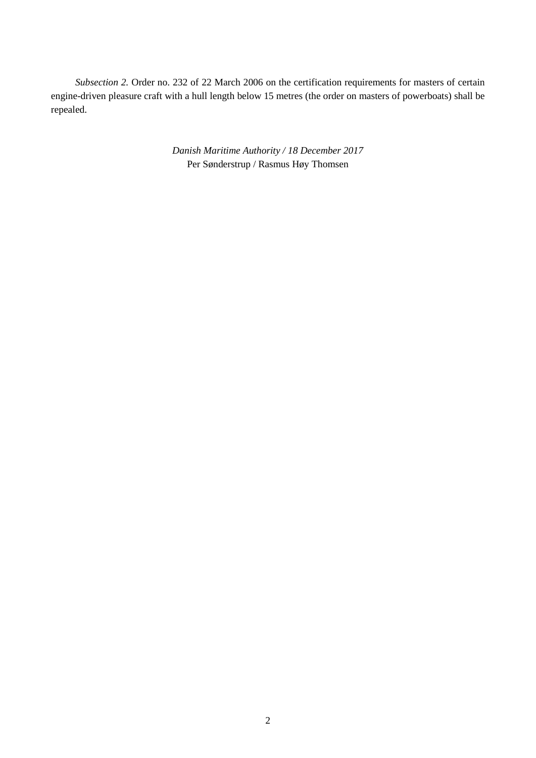*Subsection 2.* Order no. 232 of 22 March 2006 on the certification requirements for masters of certain engine-driven pleasure craft with a hull length below 15 metres (the order on masters of powerboats) shall be repealed.

*Danish Maritime Authority / 18 December 2017*
Per Sønderstrup / Rasmus Høy Thomsen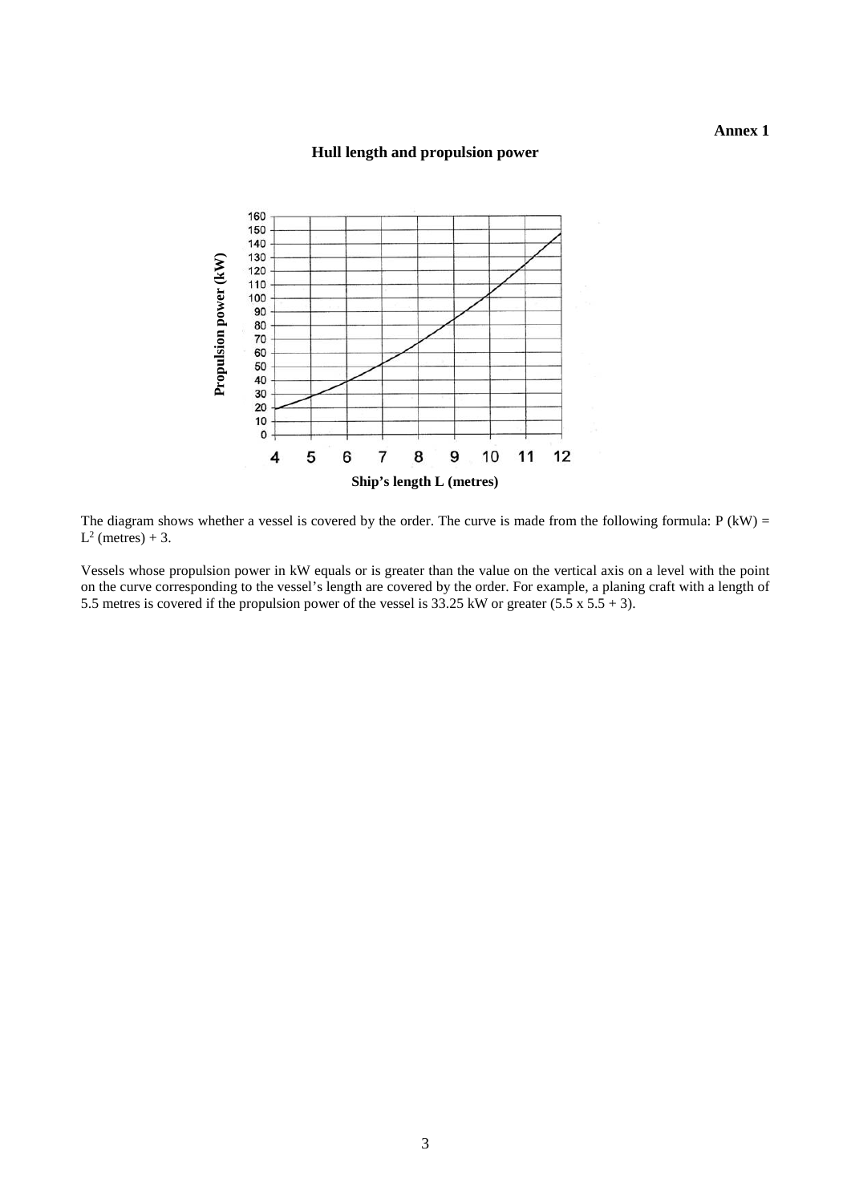**Annex 1**

## Hull length and propulsion power

Propulsion power (kW)

160
150
140
130
120
110
100
90
80
70
60
50
40
30
20
10
0

4 5 6 7 8 9 10 11 12

Ship's length L (metres)

The diagram shows whether a vessel is covered by the order. The curve is made from the following formula: P (kW) = $L^2$ (metres) + 3.

Vessels whose propulsion power in kW equals or is greater than the value on the vertical axis on a level with the point on the curve corresponding to the vessel's length are covered by the order. For example, a planing craft with a length of 5.5 metres is covered if the propulsion power of the vessel is 33.25 kW or greater (5.5 x 5.5 + 3).